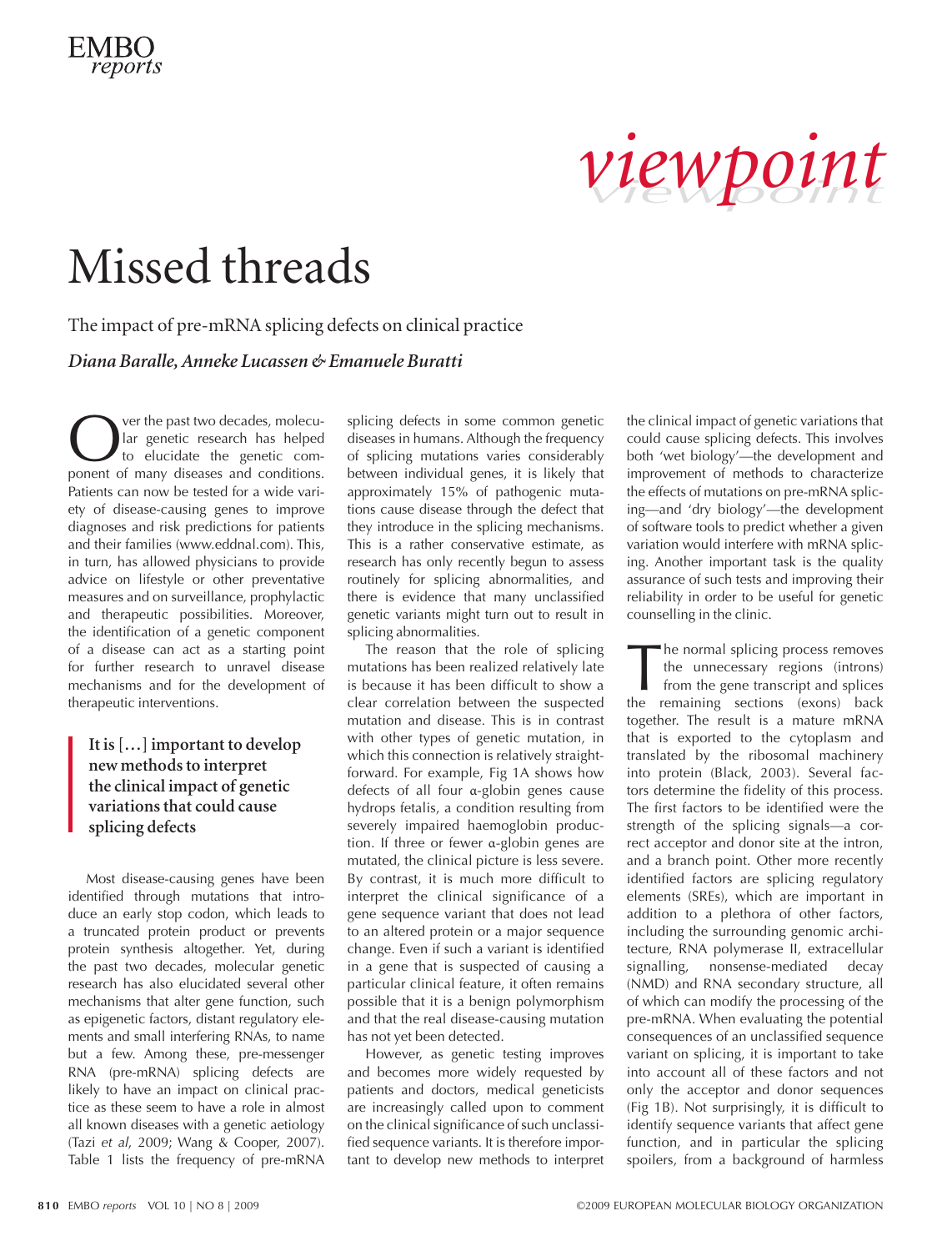viewpoint

# Missed threads

## The impact of pre-mRNA splicing defects on clinical practice

***Diana Baralle, Anneke Lucassen & Emanuele Buratti***

Over the past two decades, molecular genetic research has helped to elucidate the genetic component of many diseases and conditions. Patients can now be tested for a wide variety of disease-causing genes to improve diagnoses and risk predictions for patients and their families (www.eddnal.com). This, in turn, has allowed physicians to provide advice on lifestyle or other preventative measures and on surveillance, prophylactic and therapeutic possibilities. Moreover, the identification of a genetic component of a disease can act as a starting point for further research to unravel disease mechanisms and for the development of therapeutic interventions.

> **It is […] important to develop new methods to interpret the clinical impact of genetic variations that could cause splicing defects**

Most disease-causing genes have been identified through mutations that introduce an early stop codon, which leads to a truncated protein product or prevents protein synthesis altogether. Yet, during the past two decades, molecular genetic research has also elucidated several other mechanisms that alter gene function, such as epigenetic factors, distant regulatory elements and small interfering RNAs, to name but a few. Among these, pre-messenger RNA (pre-mRNA) splicing defects are likely to have an impact on clinical practice as these seem to have a role in almost all known diseases with a genetic aetiology (Tazi *et al*, 2009; Wang & Cooper, 2007). Table 1 lists the frequency of pre-mRNA splicing defects in some common genetic diseases in humans. Although the frequency of splicing mutations varies considerably between individual genes, it is likely that approximately 15% of pathogenic mutations cause disease through the defect that they introduce in the splicing mechanisms. This is a rather conservative estimate, as research has only recently begun to assess routinely for splicing abnormalities, and there is evidence that many unclassified genetic variants might turn out to result in splicing abnormalities.

The reason that the role of splicing mutations has been realized relatively late is because it has been difficult to show a clear correlation between the suspected mutation and disease. This is in contrast with other types of genetic mutation, in which this connection is relatively straightforward. For example, Fig 1A shows how defects of all four α-globin genes cause hydrops fetalis, a condition resulting from severely impaired haemoglobin production. If three or fewer α-globin genes are mutated, the clinical picture is less severe. By contrast, it is much more difficult to interpret the clinical significance of a gene sequence variant that does not lead to an altered protein or a major sequence change. Even if such a variant is identified in a gene that is suspected of causing a particular clinical feature, it often remains possible that it is a benign polymorphism and that the real disease-causing mutation has not yet been detected.

However, as genetic testing improves and becomes more widely requested by patients and doctors, medical geneticists are increasingly called upon to comment on the clinical significance of such unclassified sequence variants. It is therefore important to develop new methods to interpret the clinical impact of genetic variations that could cause splicing defects. This involves both 'wet biology'—the development and improvement of methods to characterize the effects of mutations on pre-mRNA splicing—and 'dry biology'—the development of software tools to predict whether a given variation would interfere with mRNA splicing. Another important task is the quality assurance of such tests and improving their reliability in order to be useful for genetic counselling in the clinic.

The normal splicing process removes the unnecessary regions (introns) from the gene transcript and splices the remaining sections (exons) back together. The result is a mature mRNA that is exported to the cytoplasm and translated by the ribosomal machinery into protein (Black, 2003). Several factors determine the fidelity of this process. The first factors to be identified were the strength of the splicing signals—a correct acceptor and donor site at the intron, and a branch point. Other more recently identified factors are splicing regulatory elements (SREs), which are important in addition to a plethora of other factors, including the surrounding genomic architecture, RNA polymerase II, extracellular signalling, nonsense-mediated decay (NMD) and RNA secondary structure, all of which can modify the processing of the pre-mRNA. When evaluating the potential consequences of an unclassified sequence variant on splicing, it is important to take into account all of these factors and not only the acceptor and donor sequences (Fig 1B). Not surprisingly, it is difficult to identify sequence variants that affect gene function, and in particular the splicing spoilers, from a background of harmless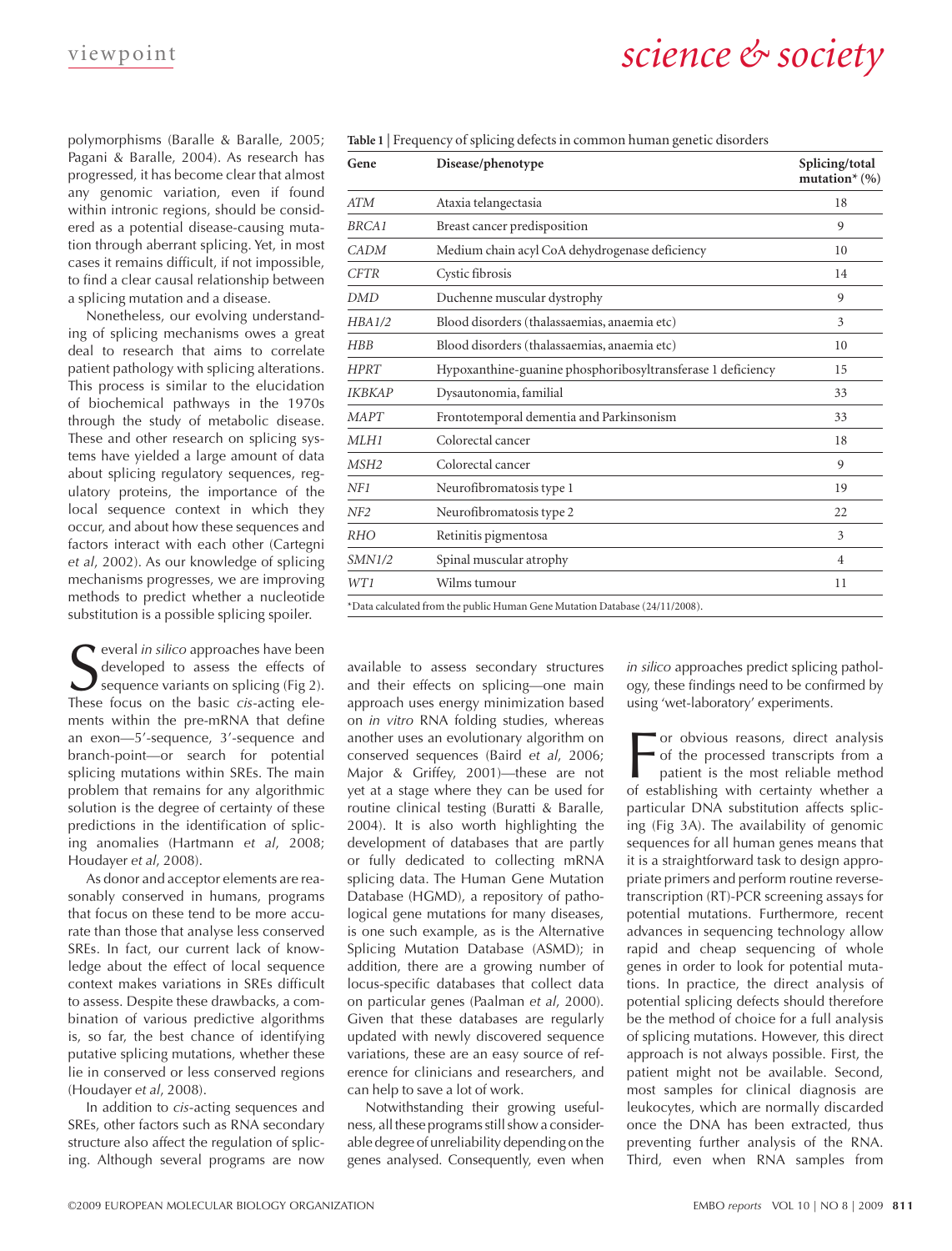polymorphisms (Baralle & Baralle, 2005; Pagani & Baralle, 2004). As research has progressed, it has become clear that almost any genomic variation, even if found within intronic regions, should be considered as a potential disease-causing mutation through aberrant splicing. Yet, in most cases it remains difficult, if not impossible, to find a clear causal relationship between a splicing mutation and a disease.

Nonetheless, our evolving understanding of splicing mechanisms owes a great deal to research that aims to correlate patient pathology with splicing alterations. This process is similar to the elucidation of biochemical pathways in the 1970s through the study of metabolic disease. These and other research on splicing systems have yielded a large amount of data about splicing regulatory sequences, regulatory proteins, the importance of the local sequence context in which they occur, and about how these sequences and factors interact with each other (Cartegni *et al*, 2002). As our knowledge of splicing mechanisms progresses, we are improving methods to predict whether a nucleotide substitution is a possible splicing spoiler.

**Table 1** | Frequency of splicing defects in common human genetic disorders

| Gene | Disease/phenotype | Splicing/total mutation* (%) |
|---|---|---|
| *ATM* | Ataxia telangectasia | 18 |
| *BRCA1* | Breast cancer predisposition | 9 |
| *CADM* | Medium chain acyl CoA dehydrogenase deficiency | 10 |
| *CFTR* | Cystic fibrosis | 14 |
| *DMD* | Duchenne muscular dystrophy | 9 |
| *HBA1/2* | Blood disorders (thalassaemias, anaemia etc) | 3 |
| *HBB* | Blood disorders (thalassaemias, anaemia etc) | 10 |
| *HPRT* | Hypoxanthine-guanine phosphoribosyltransferase 1 deficiency | 15 |
| *IKBKAP* | Dysautonomia, familial | 33 |
| *MAPT* | Frontotemporal dementia and Parkinsonism | 33 |
| *MLH1* | Colorectal cancer | 18 |
| *MSH2* | Colorectal cancer | 9 |
| *NF1* | Neurofibromatosis type 1 | 19 |
| *NF2* | Neurofibromatosis type 2 | 22 |
| *RHO* | Retinitis pigmentosa | 3 |
| *SMN1/2* | Spinal muscular atrophy | 4 |
| *WT1* | Wilms tumour | 11 |

*Data calculated from the public Human Gene Mutation Database (24/11/2008).

Several *in silico* approaches have been developed to assess the effects of sequence variants on splicing (Fig 2). These focus on the basic *cis*-acting elements within the pre-mRNA that define an exon—5′-sequence, 3′-sequence and branch-point—or search for potential splicing mutations within SREs. The main problem that remains for any algorithmic solution is the degree of certainty of these predictions in the identification of splicing anomalies (Hartmann *et al*, 2008; Houdayer *et al*, 2008).

As donor and acceptor elements are reasonably conserved in humans, programs that focus on these tend to be more accurate than those that analyse less conserved SREs. In fact, our current lack of knowledge about the effect of local sequence context makes variations in SREs difficult to assess. Despite these drawbacks, a combination of various predictive algorithms is, so far, the best chance of identifying putative splicing mutations, whether these lie in conserved or less conserved regions (Houdayer *et al*, 2008).

In addition to *cis*-acting sequences and SREs, other factors such as RNA secondary structure also affect the regulation of splicing. Although several programs are now available to assess secondary structures and their effects on splicing—one main approach uses energy minimization based on *in vitro* RNA folding studies, whereas another uses an evolutionary algorithm on conserved sequences (Baird *et al*, 2006; Major & Griffey, 2001)—these are not yet at a stage where they can be used for routine clinical testing (Buratti & Baralle, 2004). It is also worth highlighting the development of databases that are partly or fully dedicated to collecting mRNA splicing data. The Human Gene Mutation Database (HGMD), a repository of pathological gene mutations for many diseases, is one such example, as is the Alternative Splicing Mutation Database (ASMD); in addition, there are a growing number of locus-specific databases that collect data on particular genes (Paalman *et al*, 2000). Given that these databases are regularly updated with newly discovered sequence variations, these are an easy source of reference for clinicians and researchers, and can help to save a lot of work.

Notwithstanding their growing usefulness, all these programs still show a considerable degree of unreliability depending on the genes analysed. Consequently, even when *in silico* approaches predict splicing pathology, these findings need to be confirmed by using 'wet-laboratory' experiments.

For obvious reasons, direct analysis of the processed transcripts from a patient is the most reliable method of establishing with certainty whether a particular DNA substitution affects splicing (Fig 3A). The availability of genomic sequences for all human genes means that it is a straightforward task to design appropriate primers and perform routine reverse-transcription (RT)-PCR screening assays for potential mutations. Furthermore, recent advances in sequencing technology allow rapid and cheap sequencing of whole genes in order to look for potential mutations. In practice, the direct analysis of potential splicing defects should therefore be the method of choice for a full analysis of splicing mutations. However, this direct approach is not always possible. First, the patient might not be available. Second, most samples for clinical diagnosis are leukocytes, which are normally discarded once the DNA has been extracted, thus preventing further analysis of the RNA. Third, even when RNA samples from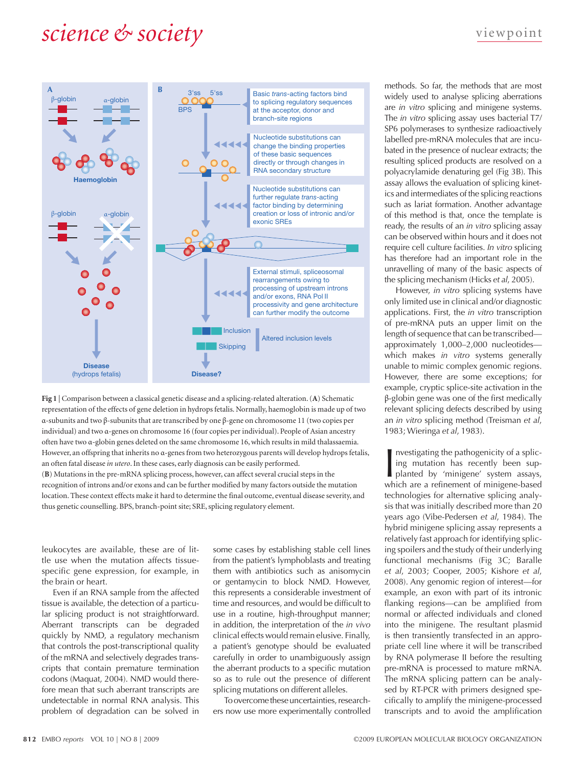Fig 1 | Comparison between a classical genetic disease and a splicing-related alteration. (**A**) Schematic representation of the effects of gene deletion in hydrops fetalis. Normally, haemoglobin is made up of two α-subunits and two β-subunits that are transcribed by one β-gene on chromosome 11 (two copies per individual) and two α-genes on chromosome 16 (four copies per individual). People of Asian ancestry often have two α-globin genes deleted on the same chromosome 16, which results in mild thalassaemia. However, an offspring that inherits no α-genes from two heterozygous parents will develop hydrops fetalis, an often fatal disease *in utero*. In these cases, early diagnosis can be easily performed. (**B**) Mutations in the pre-mRNA splicing process, however, can affect several crucial steps in the recognition of introns and/or exons and can be further modified by many factors outside the mutation location. These context effects make it hard to determine the final outcome, eventual disease severity, and thus genetic counselling. BPS, branch-point site; SRE, splicing regulatory element.

leukocytes are available, these are of little use when the mutation affects tissue-specific gene expression, for example, in the brain or heart.

Even if an RNA sample from the affected tissue is available, the detection of a particular splicing product is not straightforward. Aberrant transcripts can be degraded quickly by NMD, a regulatory mechanism that controls the post-transcriptional quality of the mRNA and selectively degrades transcripts that contain premature termination codons (Maquat, 2004). NMD would therefore mean that such aberrant transcripts are undetectable in normal RNA analysis. This problem of degradation can be solved in some cases by establishing stable cell lines from the patient's lymphoblasts and treating them with antibiotics such as anisomycin or gentamycin to block NMD. However, this represents a considerable investment of time and resources, and would be difficult to use in a routine, high-throughput manner; in addition, the interpretation of the *in vivo* clinical effects would remain elusive. Finally, a patient's genotype should be evaluated carefully in order to unambiguously assign the aberrant products to a specific mutation so as to rule out the presence of different splicing mutations on different alleles.

To overcome these uncertainties, researchers now use more experimentally controlled methods. So far, the methods that are most widely used to analyse splicing aberrations are *in vitro* splicing and minigene systems. The *in vitro* splicing assay uses bacterial T7/SP6 polymerases to synthesize radioactively labelled pre-mRNA molecules that are incubated in the presence of nuclear extracts; the resulting spliced products are resolved on a polyacrylamide denaturing gel (Fig 3B). This assay allows the evaluation of splicing kinetics and intermediates of the splicing reactions such as lariat formation. Another advantage of this method is that, once the template is ready, the results of an *in vitro* splicing assay can be observed within hours and it does not require cell culture facilities. *In vitro* splicing has therefore had an important role in the unravelling of many of the basic aspects of the splicing mechanism (Hicks *et al*, 2005).

However, *in vitro* splicing systems have only limited use in clinical and/or diagnostic applications. First, the *in vitro* transcription of pre-mRNA puts an upper limit on the length of sequence that can be transcribed—approximately 1,000–2,000 nucleotides—which makes *in vitro* systems generally unable to mimic complex genomic regions. However, there are some exceptions; for example, cryptic splice-site activation in the β-globin gene was one of the first medically relevant splicing defects described by using an *in vitro* splicing method (Treisman *et al*, 1983; Wieringa *et al*, 1983).

Investigating the pathogenicity of a splicing mutation has recently been supplanted by 'minigene' system assays, which are a refinement of minigene-based technologies for alternative splicing analysis that was initially described more than 20 years ago (Vibe-Pedersen *et al*, 1984). The hybrid minigene splicing assay represents a relatively fast approach for identifying splicing spoilers and the study of their underlying functional mechanisms (Fig 3C; Baralle *et al*, 2003; Cooper, 2005; Kishore *et al*, 2008). Any genomic region of interest—for example, an exon with part of its intronic flanking regions—can be amplified from normal or affected individuals and cloned into the minigene. The resultant plasmid is then transiently transfected in an appropriate cell line where it will be transcribed by RNA polymerase II before the resulting pre-mRNA is processed to mature mRNA. The mRNA splicing pattern can be analysed by RT-PCR with primers designed specifically to amplify the minigene-processed transcripts and to avoid the amplification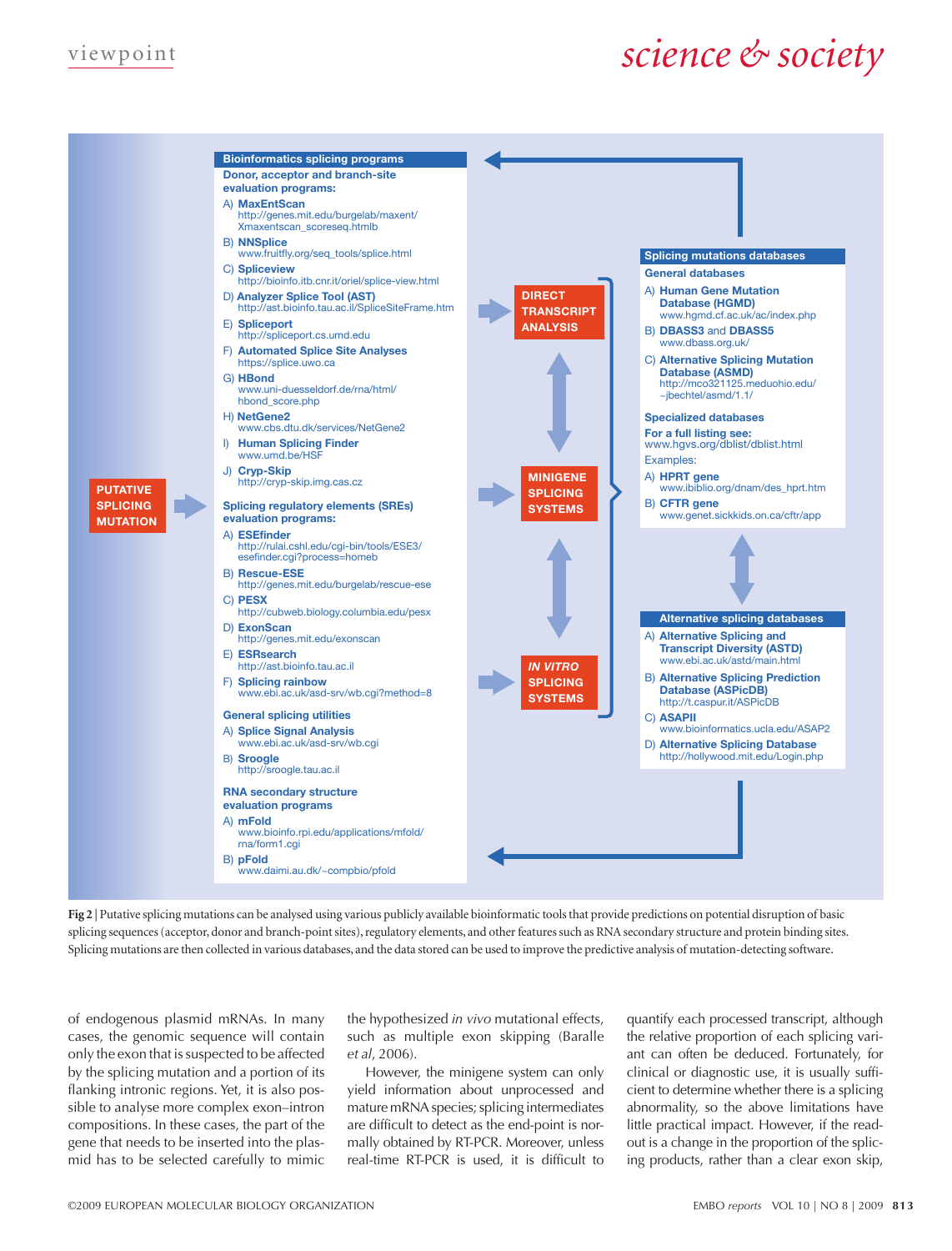**Bioinformatics splicing programs**

**Donor, acceptor and branch-site evaluation programs:**

A) **MaxEntScan** http://genes.mit.edu/burgelab/maxent/Xmaxentscan_scoreseq.htmlb

B) **NNSplice** www.fruitfly.org/seq_tools/splice.html

C) **Spliceview** http://bioinfo.itb.cnr.it/oriel/splice-view.html

D) **Analyzer Splice Tool (AST)** http://ast.bioinfo.tau.ac.il/SpliceSiteFrame.htm

E) **Spliceport** http://spliceport.cs.umd.edu

F) **Automated Splice Site Analyses** https://splice.uwo.ca

G) **HBond** www.uni-duesseldorf.de/rna/html/hbond_score.php

H) **NetGene2** www.cbs.dtu.dk/services/NetGene2

I) **Human Splicing Finder** www.umd.be/HSF

J) **Cryp-Skip** http://cryp-skip.img.cas.cz

**Splicing regulatory elements (SREs) evaluation programs:**

A) **ESEfinder** http://rulai.cshl.edu/cgi-bin/tools/ESE3/esefinder.cgi?process=homeb

B) **Rescue-ESE** http://genes.mit.edu/burgelab/rescue-ese

C) **PESX** http://cubweb.biology.columbia.edu/pesx

D) **ExonScan** http://genes.mit.edu/exonscan

E) **ESRsearch** http://ast.bioinfo.tau.ac.il

F) **Splicing rainbow** www.ebi.ac.uk/asd-srv/wb.cgi?method=8

**General splicing utilities**

A) **Splice Signal Analysis** www.ebi.ac.uk/asd-srv/wb.cgi

B) **Sroogle** http://sroogle.tau.ac.il

**RNA secondary structure evaluation programs**

A) **mFold** www.bioinfo.rpi.edu/applications/mfold/rna/form1.cgi

B) **pFold** www.daimi.au.dk/~compbio/pfold

PUTATIVE SPLICING MUTATION

DIRECT TRANSCRIPT ANALYSIS

MINIGENE SPLICING SYSTEMS

*IN VITRO* SPLICING SYSTEMS

**Splicing mutations databases**

**General databases**

A) **Human Gene Mutation Database (HGMD)** www.hgmd.cf.ac.uk/ac/index.php

B) **DBASS3** and **DBASS5** www.dbass.org.uk/

C) **Alternative Splicing Mutation Database (ASMD)** http://mco321125.meduohio.edu/~jbechtel/asmd/1.1/

**Specialized databases**

**For a full listing see:** www.hgvs.org/dblist/dblist.html

Examples:

A) **HPRT gene** www.ibiblio.org/dnam/des_hprt.htm

B) **CFTR gene** www.genet.sickkids.on.ca/cftr/app

**Alternative splicing databases**

A) **Alternative Splicing and Transcript Diversity (ASTD)** www.ebi.ac.uk/astd/main.html

B) **Alternative Splicing Prediction Database (ASPicDB)** http://t.caspur.it/ASPicDB

C) **ASAPII** www.bioinformatics.ucla.edu/ASAP2

D) **Alternative Splicing Database** http://hollywood.mit.edu/Login.php

**Fig 2** | Putative splicing mutations can be analysed using various publicly available bioinformatic tools that provide predictions on potential disruption of basic splicing sequences (acceptor, donor and branch-point sites), regulatory elements, and other features such as RNA secondary structure and protein binding sites. Splicing mutations are then collected in various databases, and the data stored can be used to improve the predictive analysis of mutation-detecting software.

of endogenous plasmid mRNAs. In many cases, the genomic sequence will contain only the exon that is suspected to be affected by the splicing mutation and a portion of its flanking intronic regions. Yet, it is also possible to analyse more complex exon–intron compositions. In these cases, the part of the gene that needs to be inserted into the plasmid has to be selected carefully to mimic the hypothesized *in vivo* mutational effects, such as multiple exon skipping (Baralle *et al*, 2006).

However, the minigene system can only yield information about unprocessed and mature mRNA species; splicing intermediates are difficult to detect as the end-point is normally obtained by RT-PCR. Moreover, unless real-time RT-PCR is used, it is difficult to quantify each processed transcript, although the relative proportion of each splicing variant can often be deduced. Fortunately, for clinical or diagnostic use, it is usually sufficient to determine whether there is a splicing abnormality, so the above limitations have little practical impact. However, if the read-out is a change in the proportion of the splicing products, rather than a clear exon skip,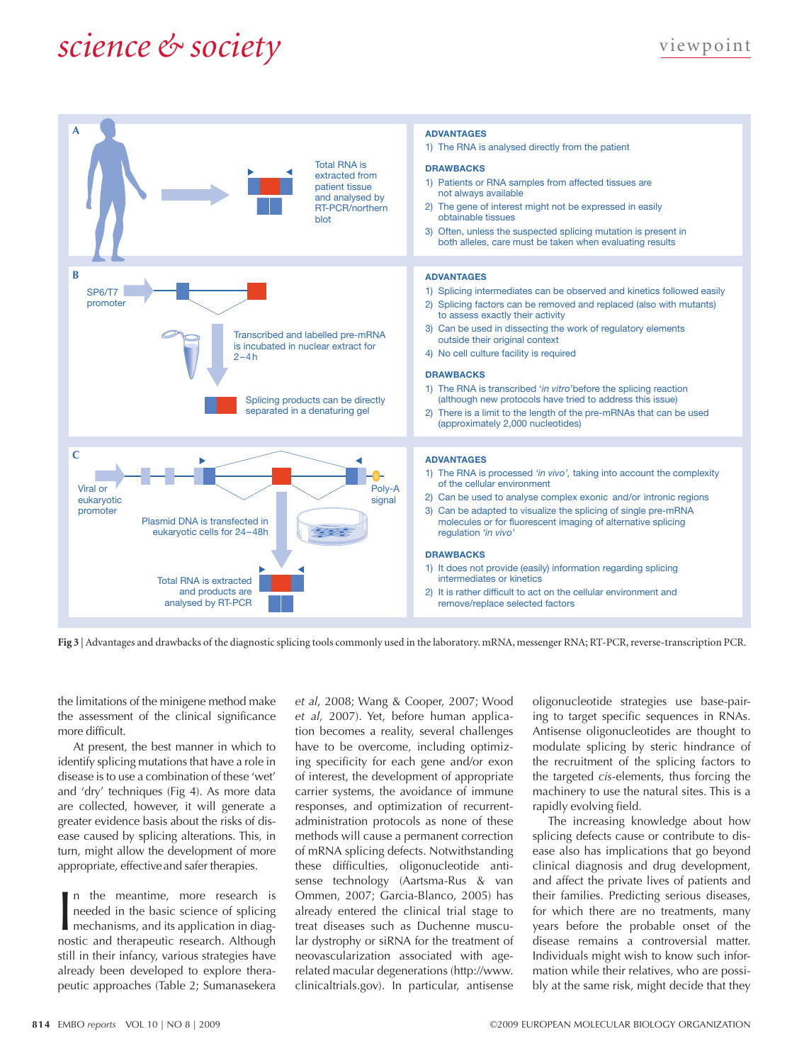| | |
|---|---|
| **A** Total RNA is extracted from patient tissue and analysed by RT-PCR/northern blot | **ADVANTAGES**<br>1) The RNA is analysed directly from the patient<br>**DRAWBACKS**<br>1) Patients or RNA samples from affected tissues are not always available<br>2) The gene of interest might not be expressed in easily obtainable tissues<br>3) Often, unless the suspected splicing mutation is present in both alleles, care must be taken when evaluating results |
| **B** SP6/T7 promoter. Transcribed and labelled pre-mRNA is incubated in nuclear extract for 2–4 h. Splicing products can be directly separated in a denaturing gel | **ADVANTAGES**<br>1) Splicing intermediates can be observed and kinetics followed easily<br>2) Splicing factors can be removed and replaced (also with mutants) to assess exactly their activity<br>3) Can be used in dissecting the work of regulatory elements outside their original context<br>4) No cell culture facility is required<br>**DRAWBACKS**<br>1) The RNA is transcribed '*in vitro*' before the splicing reaction (although new protocols have tried to address this issue)<br>2) There is a limit to the length of the pre-mRNAs that can be used (approximately 2,000 nucleotides) |
| **C** Viral or eukaryotic promoter. Poly-A signal. Plasmid DNA is transfected in eukaryotic cells for 24–48 h. Total RNA is extracted and products are analysed by RT-PCR | **ADVANTAGES**<br>1) The RNA is processed '*in vivo*', taking into account the complexity of the cellular environment<br>2) Can be used to analyse complex exonic and/or intronic regions<br>3) Can be adapted to visualize the splicing of single pre-mRNA molecules or for fluorescent imaging of alternative splicing regulation '*in vivo*'<br>**DRAWBACKS**<br>1) It does not provide (easily) information regarding splicing intermediates or kinetics<br>2) It is rather difficult to act on the cellular environment and remove/replace selected factors |

**Fig 3** | Advantages and drawbacks of the diagnostic splicing tools commonly used in the laboratory. mRNA, messenger RNA; RT-PCR, reverse-transcription PCR.

the limitations of the minigene method make the assessment of the clinical significance more difficult.

At present, the best manner in which to identify splicing mutations that have a role in disease is to use a combination of these 'wet' and 'dry' techniques (Fig 4). As more data are collected, however, it will generate a greater evidence basis about the risks of disease caused by splicing alterations. This, in turn, might allow the development of more appropriate, effective and safer therapies.

In the meantime, more research is needed in the basic science of splicing mechanisms, and its application in diagnostic and therapeutic research. Although still in their infancy, various strategies have already been developed to explore therapeutic approaches (Table 2; Sumanasekera *et al*, 2008; Wang & Cooper, 2007; Wood *et al*, 2007). Yet, before human application becomes a reality, several challenges have to be overcome, including optimizing specificity for each gene and/or exon of interest, the development of appropriate carrier systems, the avoidance of immune responses, and optimization of recurrent-administration protocols as none of these methods will cause a permanent correction of mRNA splicing defects. Notwithstanding these difficulties, oligonucleotide antisense technology (Aartsma-Rus & van Ommen, 2007; Garcia-Blanco, 2005) has already entered the clinical trial stage to treat diseases such as Duchenne muscular dystrophy or siRNA for the treatment of neovascularization associated with age-related macular degenerations (http://www.clinicaltrials.gov). In particular, antisense oligonucleotide strategies use base-pairing to target specific sequences in RNAs. Antisense oligonucleotides are thought to modulate splicing by steric hindrance of the recruitment of the splicing factors to the targeted *cis*-elements, thus forcing the machinery to use the natural sites. This is a rapidly evolving field.

The increasing knowledge about how splicing defects cause or contribute to disease also has implications that go beyond clinical diagnosis and drug development, and affect the private lives of patients and their families. Predicting serious diseases, for which there are no treatments, many years before the probable onset of the disease remains a controversial matter. Individuals might wish to know such information while their relatives, who are possibly at the same risk, might decide that they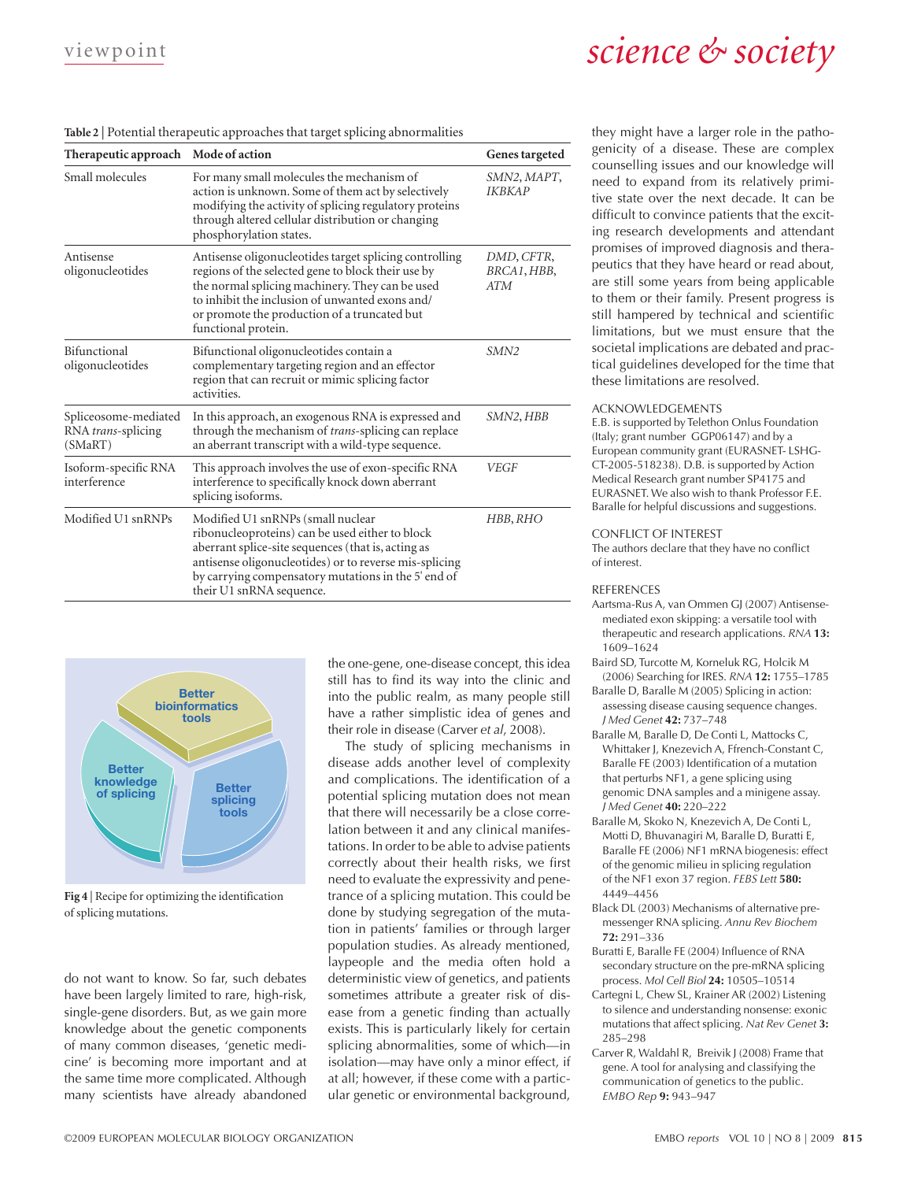**Table 2** | Potential therapeutic approaches that target splicing abnormalities

| Therapeutic approach | Mode of action | Genes targeted |
|---|---|---|
| Small molecules | For many small molecules the mechanism of action is unknown. Some of them act by selectively modifying the activity of splicing regulatory proteins through altered cellular distribution or changing phosphorylation states. | *SMN2*, *MAPT*, *IKBKAP* |
| Antisense oligonucleotides | Antisense oligonucleotides target splicing controlling regions of the selected gene to block their use by the normal splicing machinery. They can be used to inhibit the inclusion of unwanted exons and/or promote the production of a truncated but functional protein. | *DMD*, *CFTR*, *BRCA1*, *HBB*, *ATM* |
| Bifunctional oligonucleotides | Bifunctional oligonucleotides contain a complementary targeting region and an effector region that can recruit or mimic splicing factor activities. | *SMN2* |
| Spliceosome-mediated RNA *trans*-splicing (SMaRT) | In this approach, an exogenous RNA is expressed and through the mechanism of *trans*-splicing can replace an aberrant transcript with a wild-type sequence. | *SMN2*, *HBB* |
| Isoform-specific RNA interference | This approach involves the use of exon-specific RNA interference to specifically knock down aberrant splicing isoforms. | *VEGF* |
| Modified U1 snRNPs | Modified U1 snRNPs (small nuclear ribonucleoproteins) can be used either to block aberrant splice-site sequences (that is, acting as antisense oligonucleotides) or to reverse mis-splicing by carrying compensatory mutations in the 5' end of their U1 snRNA sequence. | *HBB*, *RHO* |

Better bioinformatics tools

Better knowledge of splicing

Better splicing tools

**Fig 4** | Recipe for optimizing the identification of splicing mutations.

do not want to know. So far, such debates have been largely limited to rare, high-risk, single-gene disorders. But, as we gain more knowledge about the genetic components of many common diseases, 'genetic medicine' is becoming more important and at the same time more complicated. Although many scientists have already abandoned the one-gene, one-disease concept, this idea still has to find its way into the clinic and into the public realm, as many people still have a rather simplistic idea of genes and their role in disease (Carver *et al*, 2008).

The study of splicing mechanisms in disease adds another level of complexity and complications. The identification of a potential splicing mutation does not mean that there will necessarily be a close correlation between it and any clinical manifestations. In order to be able to advise patients correctly about their health risks, we first need to evaluate the expressivity and penetrance of a splicing mutation. This could be done by studying segregation of the mutation in patients' families or through larger population studies. As already mentioned, laypeople and the media often hold a deterministic view of genetics, and patients sometimes attribute a greater risk of disease from a genetic finding than actually exists. This is particularly likely for certain splicing abnormalities, some of which—in isolation—may have only a minor effect, if at all; however, if these come with a particular genetic or environmental background, they might have a larger role in the pathogenicity of a disease. These are complex counselling issues and our knowledge will need to expand from its relatively primitive state over the next decade. It can be difficult to convince patients that the exciting research developments and attendant promises of improved diagnosis and therapeutics that they have heard or read about, are still some years from being applicable to them or their family. Present progress is still hampered by technical and scientific limitations, but we must ensure that the societal implications are debated and practical guidelines developed for the time that these limitations are resolved.

ACKNOWLEDGEMENTS

E.B. is supported by Telethon Onlus Foundation (Italy; grant number GGP06147) and by a European community grant (EURASNET- LSHG-CT-2005-518238). D.B. is supported by Action Medical Research grant number SP4175 and EURASNET. We also wish to thank Professor F.E. Baralle for helpful discussions and suggestions.

CONFLICT OF INTEREST

The authors declare that they have no conflict of interest.

REFERENCES

Aartsma-Rus A, van Ommen GJ (2007) Antisense-mediated exon skipping: a versatile tool with therapeutic and research applications. *RNA* **13:** 1609–1624

Baird SD, Turcotte M, Korneluk RG, Holcik M (2006) Searching for IRES. *RNA* **12:** 1755–1785

Baralle D, Baralle M (2005) Splicing in action: assessing disease causing sequence changes. *J Med Genet* **42:** 737–748

Baralle M, Baralle D, De Conti L, Mattocks C, Whittaker J, Knezevich A, Ffrench-Constant C, Baralle FE (2003) Identification of a mutation that perturbs NF1, a gene splicing using genomic DNA samples and a minigene assay. *J Med Genet* **40:** 220–222

Baralle M, Skoko N, Knezevich A, De Conti L, Motti D, Bhuvanagiri M, Baralle D, Buratti E, Baralle FE (2006) NF1 mRNA biogenesis: effect of the genomic milieu in splicing regulation of the NF1 exon 37 region. *FEBS Lett* **580:** 4449–4456

Black DL (2003) Mechanisms of alternative pre-messenger RNA splicing. *Annu Rev Biochem* **72:** 291–336

Buratti E, Baralle FE (2004) Influence of RNA secondary structure on the pre-mRNA splicing process. *Mol Cell Biol* **24:** 10505–10514

Cartegni L, Chew SL, Krainer AR (2002) Listening to silence and understanding nonsense: exonic mutations that affect splicing. *Nat Rev Genet* **3:** 285–298

Carver R, Waldahl R, Breivik J (2008) Frame that gene. A tool for analysing and classifying the communication of genetics to the public. *EMBO Rep* **9:** 943–947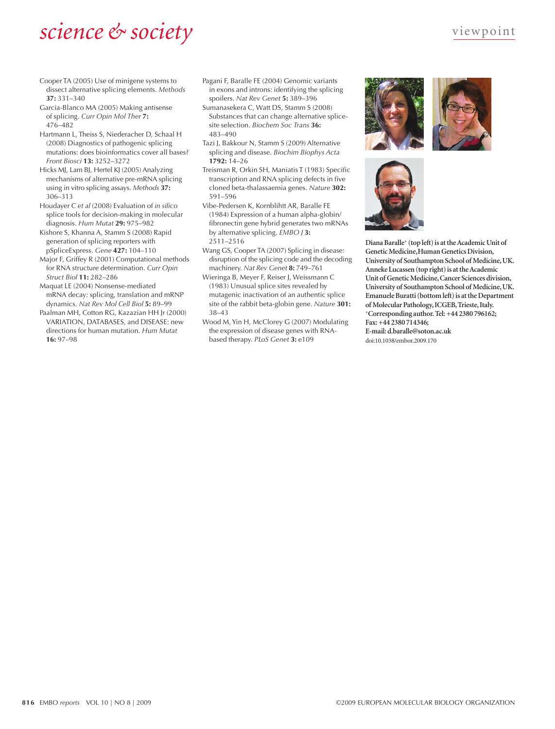Cooper TA (2005) Use of minigene systems to dissect alternative splicing elements. *Methods* **37:** 331–340

Garcia-Blanco MA (2005) Making antisense of splicing. *Curr Opin Mol Ther* **7:** 476–482

Hartmann L, Theiss S, Niederacher D, Schaal H (2008) Diagnostics of pathogenic splicing mutations: does bioinformatics cover all bases? *Front Biosci* **13:** 3252–3272

Hicks MJ, Lam BJ, Hertel KJ (2005) Analyzing mechanisms of alternative pre-mRNA splicing using in vitro splicing assays. *Methods* **37:** 306–313

Houdayer C *et al* (2008) Evaluation of *in silico* splice tools for decision-making in molecular diagnosis. *Hum Mutat* **29:** 975–982

Kishore S, Khanna A, Stamm S (2008) Rapid generation of splicing reporters with pSpliceExpress. *Gene* **427:** 104–110

Major F, Griffey R (2001) Computational methods for RNA structure determination. *Curr Opin Struct Biol* **11:** 282–286

Maquat LE (2004) Nonsense-mediated mRNA decay: splicing, translation and mRNP dynamics. *Nat Rev Mol Cell Biol* **5:** 89–99

Paalman MH, Cotton RG, Kazazian HH Jr (2000) VARIATION, DATABASES, and DISEASE: new directions for human mutation. *Hum Mutat* **16:** 97–98

Pagani F, Baralle FE (2004) Genomic variants in exons and introns: identifying the splicing spoilers. *Nat Rev Genet* **5:** 389–396

Sumanasekera C, Watt DS, Stamm S (2008) Substances that can change alternative splice-site selection. *Biochem Soc Trans* **36:** 483–490

Tazi J, Bakkour N, Stamm S (2009) Alternative splicing and disease. *Biochim Biophys Acta* **1792:** 14–26

Treisman R, Orkin SH, Maniatis T (1983) Specific transcription and RNA splicing defects in five cloned beta-thalassaemia genes. *Nature* **302:** 591–596

Vibe-Pedersen K, Kornblihtt AR, Baralle FE (1984) Expression of a human alpha-globin/fibronectin gene hybrid generates two mRNAs by alternative splicing. *EMBO J* **3:** 2511–2516

Wang GS, Cooper TA (2007) Splicing in disease: disruption of the splicing code and the decoding machinery. *Nat Rev Genet* **8:** 749–761

Wieringa B, Meyer F, Reiser J, Weissmann C (1983) Unusual splice sites revealed by mutagenic inactivation of an authentic splice site of the rabbit beta-globin gene. *Nature* **301:** 38–43

Wood M, Yin H, McClorey G (2007) Modulating the expression of disease genes with RNA-based therapy. *PLoS Genet* **3:** e109

**Diana Baralle[+] (top left) is at the Academic Unit of Genetic Medicine, Human Genetics Division, University of Southampton School of Medicine, UK. Anneke Lucassen (top right) is at the Academic Unit of Genetic Medicine, Cancer Sciences division, University of Southampton School of Medicine, UK. Emanuele Buratti (bottom left) is at the Department of Molecular Pathology, ICGEB, Trieste, Italy.**
**[+]Corresponding author. Tel: +44 2380 796162; Fax: +44 2380 714346;**
**E-mail: d.baralle@soton.ac.uk**
doi:10.1038/embor.2009.170